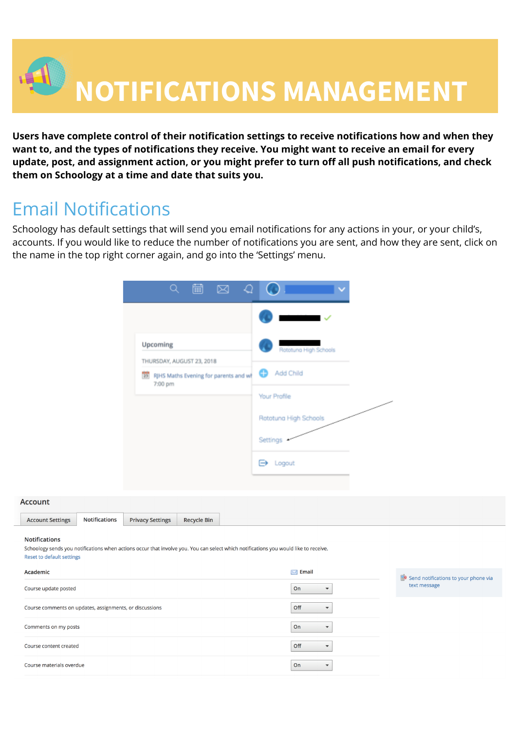# NOTIFICATIONS MANAGEMENT

**Users have complete control of their notification settings to receive notifications how and when they want to, and the types of notifications they receive. You might want to receive an email for every update, post, and assignment action, or you might prefer to turn off all push notifications, and check them on Schoology at a time and date that suits you.**

## Email Notifications

Schoology has default settings that will send you email notifications for any actions in your, or your child's, accounts. If you would like to reduce the number of notifications you are sent, and how they are sent, click on the name in the top right corner again, and go into the 'Settings' menu.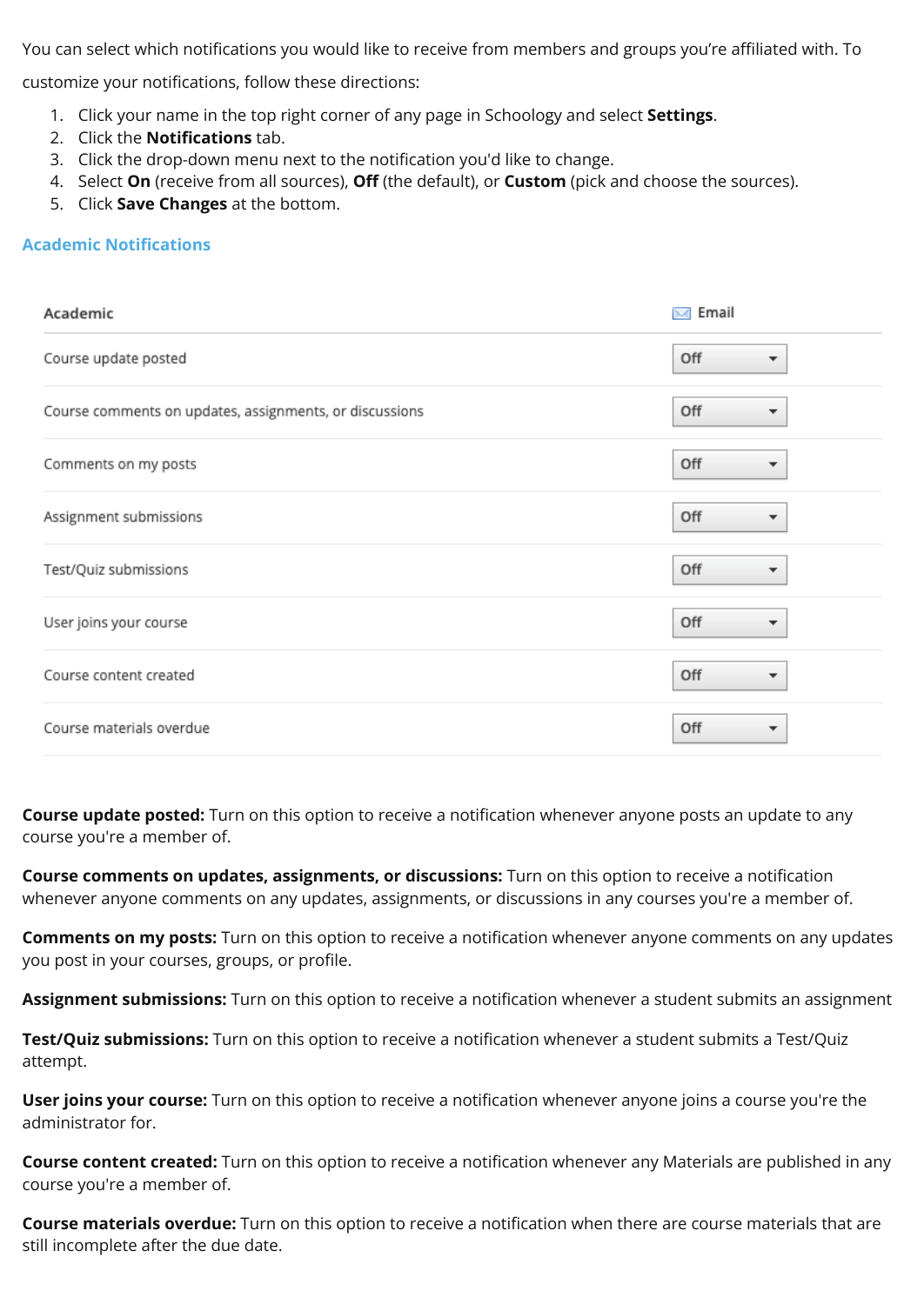You can select which notifications you would like to receive from members and groups you're affiliated with. To customize your notifications, follow these directions:

1. Click your name in the top right corner of any page in Schoology and select **Settings**.
2. Click the **Notifications** tab.
3. Click the drop-down menu next to the notification you'd like to change.
4. Select **On** (receive from all sources), **Off** (the default), or **Custom** (pick and choose the sources).
5. Click **Save Changes** at the bottom.

## Academic Notifications

| Academic | Email |
|---|---|
| Course update posted | Off |
| Course comments on updates, assignments, or discussions | Off |
| Comments on my posts | Off |
| Assignment submissions | Off |
| Test/Quiz submissions | Off |
| User joins your course | Off |
| Course content created | Off |
| Course materials overdue | Off |

**Course update posted:** Turn on this option to receive a notification whenever anyone posts an update to any course you're a member of.

**Course comments on updates, assignments, or discussions:** Turn on this option to receive a notification whenever anyone comments on any updates, assignments, or discussions in any courses you're a member of.

**Comments on my posts:** Turn on this option to receive a notification whenever anyone comments on any updates you post in your courses, groups, or profile.

**Assignment submissions:** Turn on this option to receive a notification whenever a student submits an assignment

**Test/Quiz submissions:** Turn on this option to receive a notification whenever a student submits a Test/Quiz attempt.

**User joins your course:** Turn on this option to receive a notification whenever anyone joins a course you're the administrator for.

**Course content created:** Turn on this option to receive a notification whenever any Materials are published in any course you're a member of.

**Course materials overdue:** Turn on this option to receive a notification when there are course materials that are still incomplete after the due date.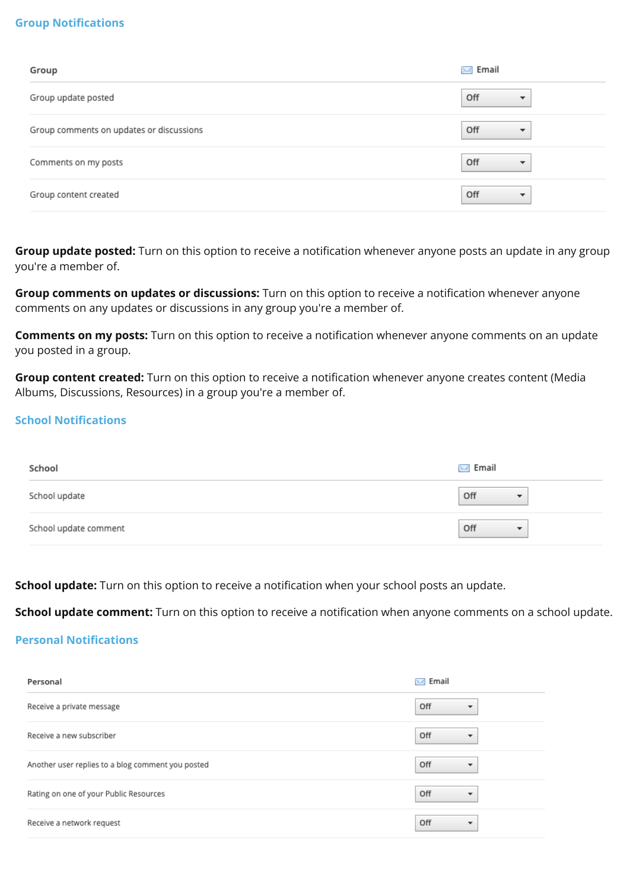### Group Notifications

| Group | Email |
| --- | --- |
| Group update posted | Off |
| Group comments on updates or discussions | Off |
| Comments on my posts | Off |
| Group content created | Off |

**Group update posted:** Turn on this option to receive a notification whenever anyone posts an update in any group you're a member of.

**Group comments on updates or discussions:** Turn on this option to receive a notification whenever anyone comments on any updates or discussions in any group you're a member of.

**Comments on my posts:** Turn on this option to receive a notification whenever anyone comments on an update you posted in a group.

**Group content created:** Turn on this option to receive a notification whenever anyone creates content (Media Albums, Discussions, Resources) in a group you're a member of.

### School Notifications

| School | Email |
| --- | --- |
| School update | Off |
| School update comment | Off |

**School update:** Turn on this option to receive a notification when your school posts an update.

**School update comment:** Turn on this option to receive a notification when anyone comments on a school update.

### Personal Notifications

| Personal | Email |
| --- | --- |
| Receive a private message | Off |
| Receive a new subscriber | Off |
| Another user replies to a blog comment you posted | Off |
| Rating on one of your Public Resources | Off |
| Receive a network request | Off |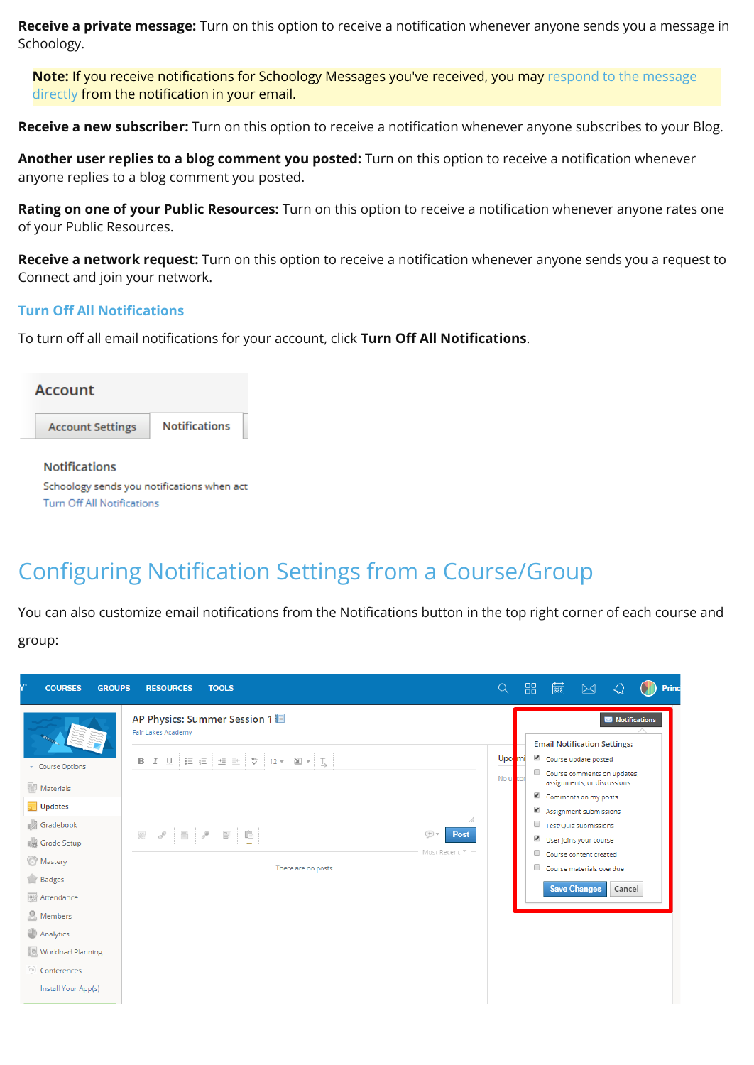**Receive a private message:** Turn on this option to receive a notification whenever anyone sends you a message in Schoology.

> **Note:** If you receive notifications for Schoology Messages you've received, you may respond to the message directly from the notification in your email.

**Receive a new subscriber:** Turn on this option to receive a notification whenever anyone subscribes to your Blog.

**Another user replies to a blog comment you posted:** Turn on this option to receive a notification whenever anyone replies to a blog comment you posted.

**Rating on one of your Public Resources:** Turn on this option to receive a notification whenever anyone rates one of your Public Resources.

**Receive a network request:** Turn on this option to receive a notification whenever anyone sends you a request to Connect and join your network.

### Turn Off All Notifications

To turn off all email notifications for your account, click **Turn Off All Notifications**.

## Configuring Notification Settings from a Course/Group

You can also customize email notifications from the Notifications button in the top right corner of each course and group: